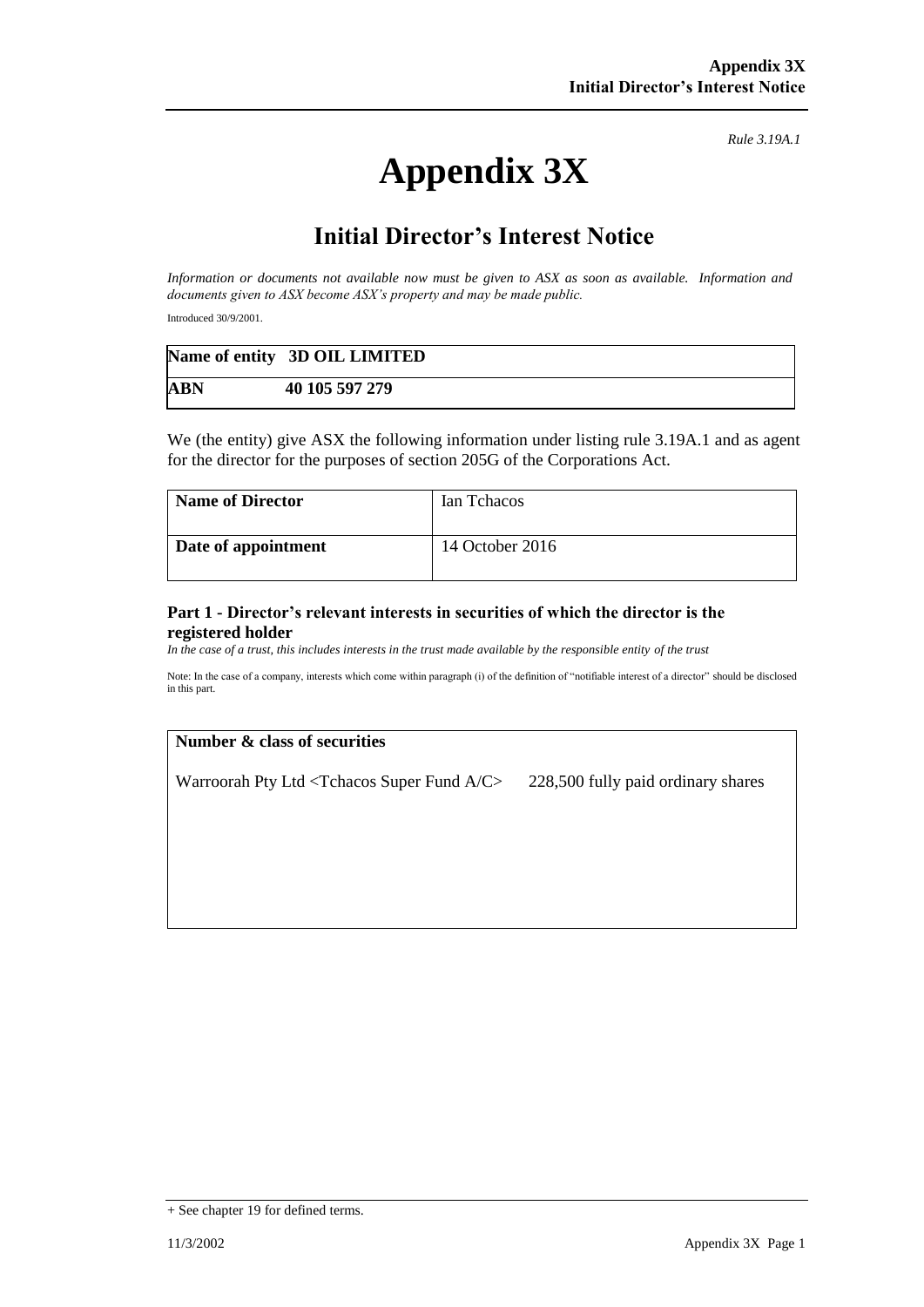*Rule 3.19A.1*

# Appendix 3X

## Initial Director's Interest Notice

*Information or documents not available now must be given to ASX as soon as available. Information and documents given to ASX become ASX's property and may be made public.*

Introduced 30/9/2001.

| **Name of entity** | **3D OIL LIMITED** |
|---|---|
| **ABN** | **40 105 597 279** |

We (the entity) give ASX the following information under listing rule 3.19A.1 and as agent for the director for the purposes of section 205G of the Corporations Act.

| **Name of Director** | Ian Tchacos |
|---|---|
| **Date of appointment** | 14 October 2016 |

### Part 1 - Director's relevant interests in securities of which the director is the registered holder

*In the case of a trust, this includes interests in the trust made available by the responsible entity of the trust*

Note: In the case of a company, interests which come within paragraph (i) of the definition of "notifiable interest of a director" should be disclosed in this part.

| **Number & class of securities** | |
|---|---|
| Warroorah Pty Ltd <Tchacos Super Fund A/C> | 228,500 fully paid ordinary shares |

+ See chapter 19 for defined terms.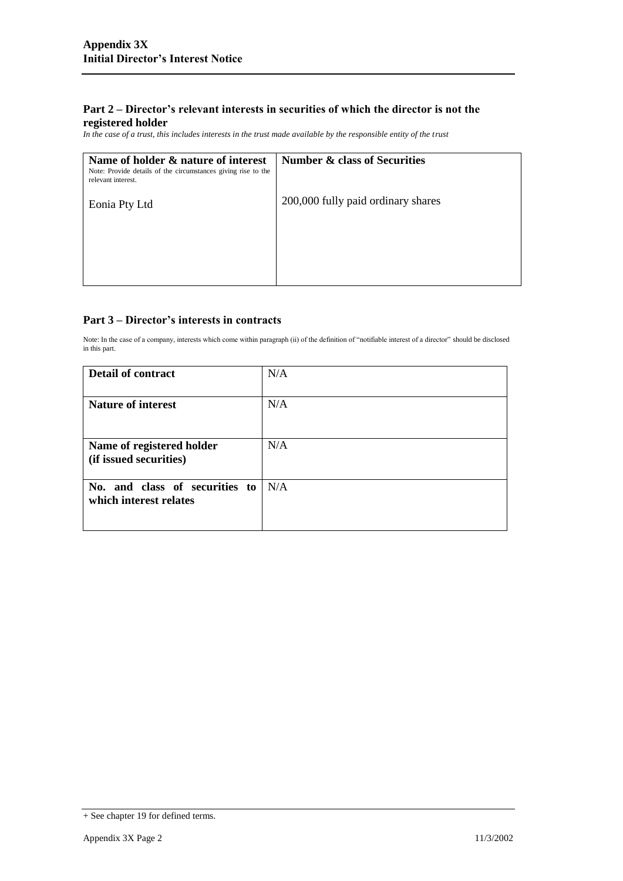## Part 2 – Director's relevant interests in securities of which the director is not the registered holder

*In the case of a trust, this includes interests in the trust made available by the responsible entity of the trust*

| **Name of holder & nature of interest**<br>Note: Provide details of the circumstances giving rise to the relevant interest. | **Number & class of Securities** |
|---|---|
| Eonia Pty Ltd | 200,000 fully paid ordinary shares |

## Part 3 – Director's interests in contracts

Note: In the case of a company, interests which come within paragraph (ii) of the definition of "notifiable interest of a director" should be disclosed in this part.

| | |
|---|---|
| **Detail of contract** | N/A |
| **Nature of interest** | N/A |
| **Name of registered holder (if issued securities)** | N/A |
| **No. and class of securities to which interest relates** | N/A |

+ See chapter 19 for defined terms.